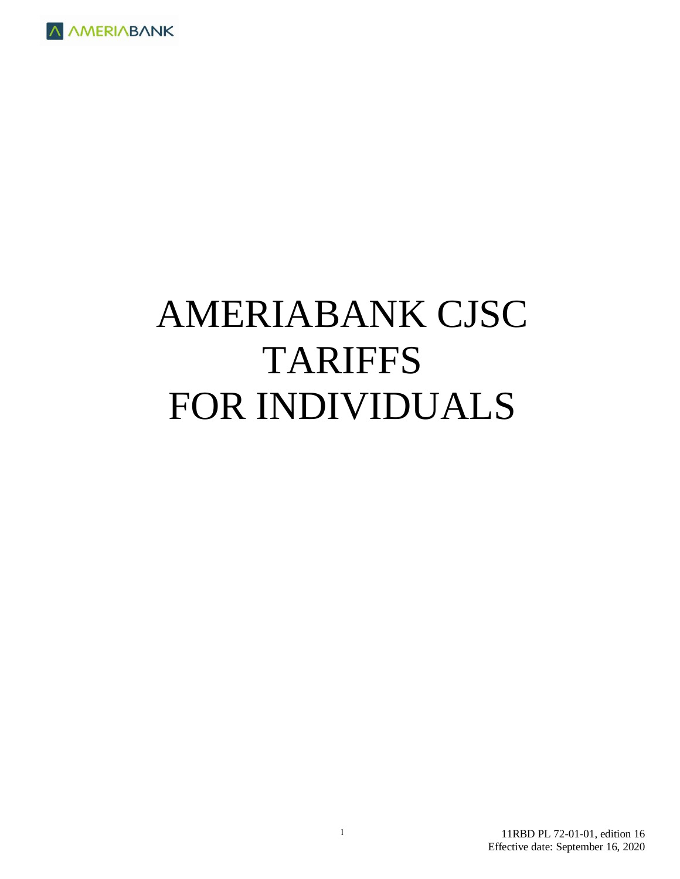# AMERIABANK CJSC TARIFFS FOR INDIVIDUALS

11RBD PL 72-01-01, edition 16
Effective date: September 16, 2020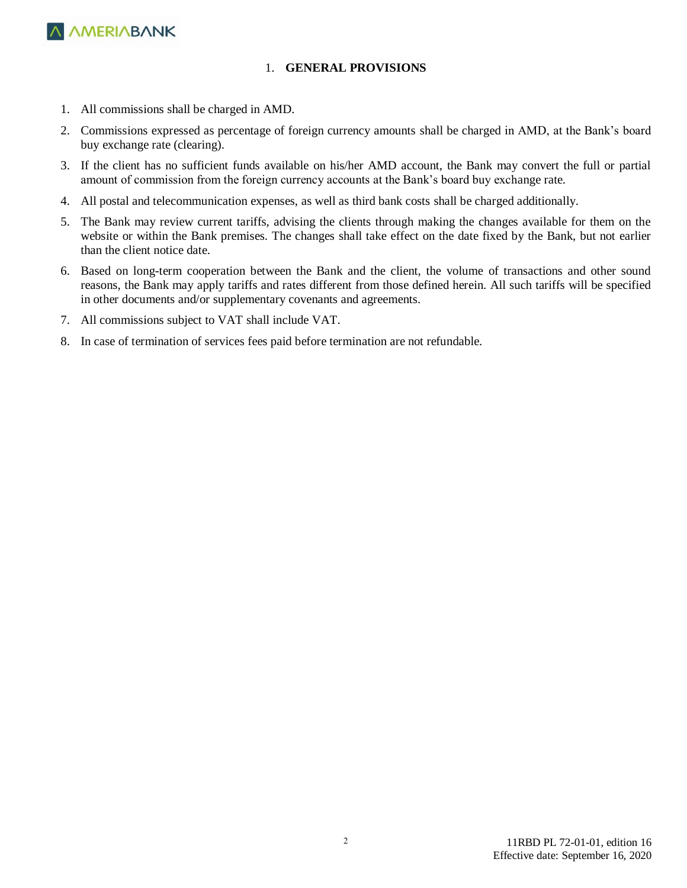# 1. GENERAL PROVISIONS

1. All commissions shall be charged in AMD.
2. Commissions expressed as percentage of foreign currency amounts shall be charged in AMD, at the Bank's board buy exchange rate (clearing).
3. If the client has no sufficient funds available on his/her AMD account, the Bank may convert the full or partial amount of commission from the foreign currency accounts at the Bank's board buy exchange rate.
4. All postal and telecommunication expenses, as well as third bank costs shall be charged additionally.
5. The Bank may review current tariffs, advising the clients through making the changes available for them on the website or within the Bank premises. The changes shall take effect on the date fixed by the Bank, but not earlier than the client notice date.
6. Based on long-term cooperation between the Bank and the client, the volume of transactions and other sound reasons, the Bank may apply tariffs and rates different from those defined herein. All such tariffs will be specified in other documents and/or supplementary covenants and agreements.
7. All commissions subject to VAT shall include VAT.
8. In case of termination of services fees paid before termination are not refundable.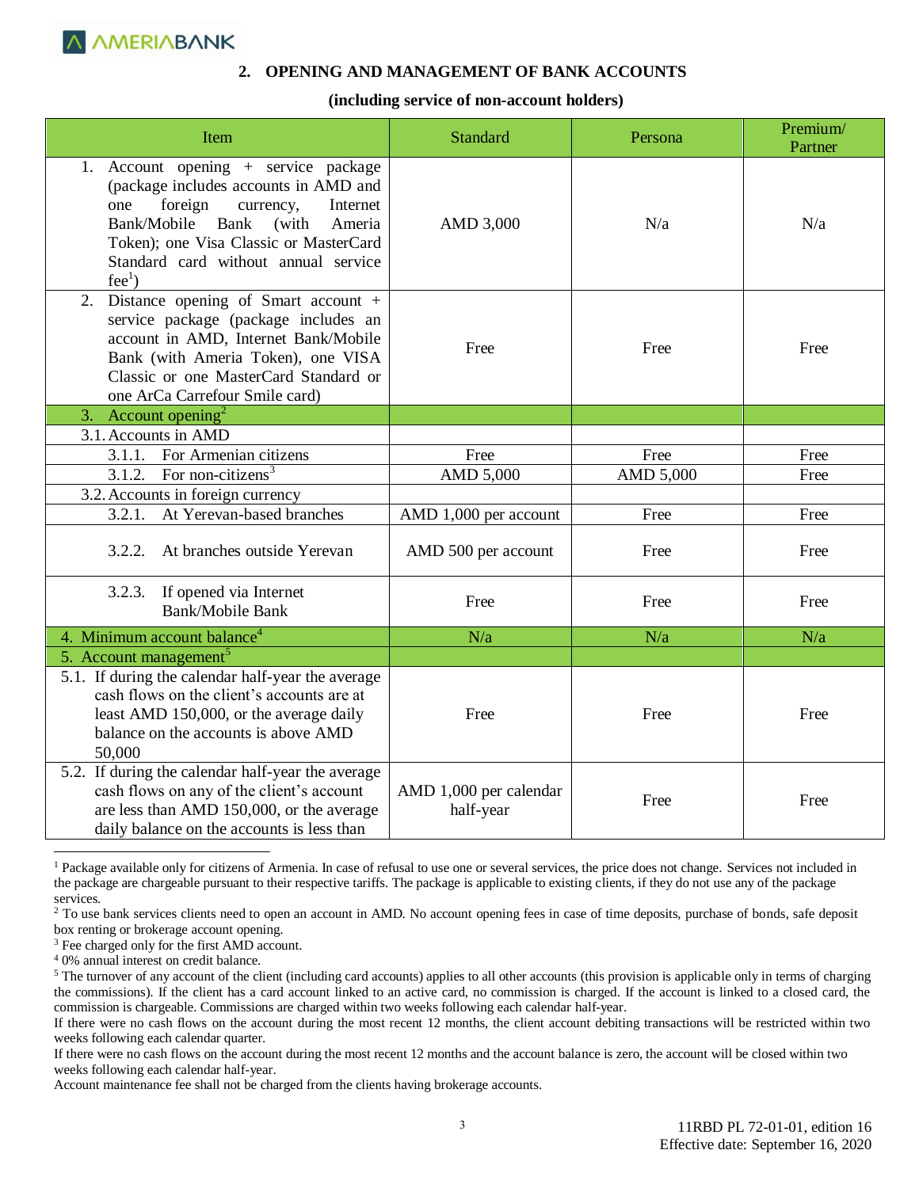## 2. OPENING AND MANAGEMENT OF BANK ACCOUNTS

**(including service of non-account holders)**

| Item | Standard | Persona | Premium/ Partner |
|---|---|---|---|
| 1. Account opening + service package (package includes accounts in AMD and one foreign currency, Internet Bank/Mobile Bank (with Ameria Token); one Visa Classic or MasterCard Standard card without annual service fee[1]) | AMD 3,000 | N/a | N/a |
| 2. Distance opening of Smart account + service package (package includes an account in AMD, Internet Bank/Mobile Bank (with Ameria Token), one VISA Classic or one MasterCard Standard or one ArCa Carrefour Smile card) | Free | Free | Free |
| 3. Account opening[2] | | | |
| 3.1. Accounts in AMD | | | |
| 3.1.1. For Armenian citizens | Free | Free | Free |
| 3.1.2. For non-citizens[3] | AMD 5,000 | AMD 5,000 | Free |
| 3.2. Accounts in foreign currency | | | |
| 3.2.1. At Yerevan-based branches | AMD 1,000 per account | Free | Free |
| 3.2.2. At branches outside Yerevan | AMD 500 per account | Free | Free |
| 3.2.3. If opened via Internet Bank/Mobile Bank | Free | Free | Free |
| 4. Minimum account balance[4] | N/a | N/a | N/a |
| 5. Account management[5] | | | |
| 5.1. If during the calendar half-year the average cash flows on the client's accounts are at least AMD 150,000, or the average daily balance on the accounts is above AMD 50,000 | Free | Free | Free |
| 5.2. If during the calendar half-year the average cash flows on any of the client's account are less than AMD 150,000, or the average daily balance on the accounts is less than | AMD 1,000 per calendar half-year | Free | Free |

[1] Package available only for citizens of Armenia. In case of refusal to use one or several services, the price does not change. Services not included in the package are chargeable pursuant to their respective tariffs. The package is applicable to existing clients, if they do not use any of the package services.

[2] To use bank services clients need to open an account in AMD. No account opening fees in case of time deposits, purchase of bonds, safe deposit box renting or brokerage account opening.

[3] Fee charged only for the first AMD account.

[4] 0% annual interest on credit balance.

[5] The turnover of any account of the client (including card accounts) applies to all other accounts (this provision is applicable only in terms of charging the commissions). If the client has a card account linked to an active card, no commission is charged. If the account is linked to a closed card, the commission is chargeable. Commissions are charged within two weeks following each calendar half-year.

If there were no cash flows on the account during the most recent 12 months, the client account debiting transactions will be restricted within two weeks following each calendar quarter.

If there were no cash flows on the account during the most recent 12 months and the account balance is zero, the account will be closed within two weeks following each calendar half-year.

Account maintenance fee shall not be charged from the clients having brokerage accounts.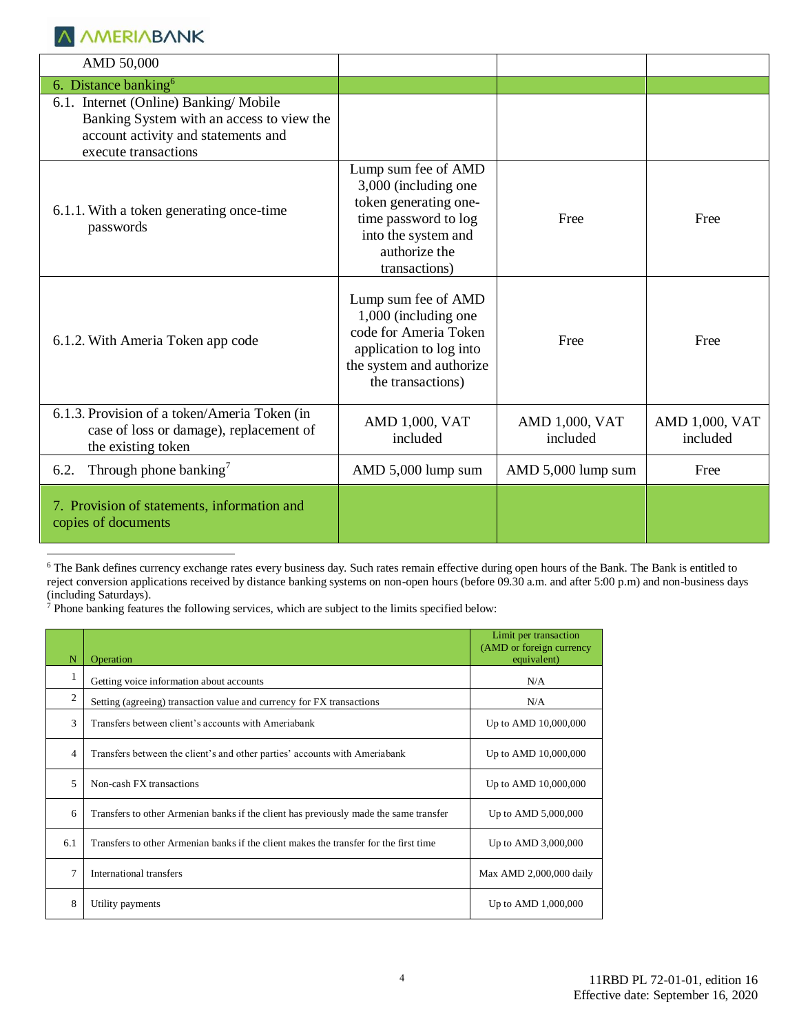| | | | |
|---|---|---|---|
| AMD 50,000 | | | |
| 6. Distance banking[6] | | | |
| 6.1. Internet (Online) Banking/ Mobile Banking System with an access to view the account activity and statements and execute transactions | | | |
| 6.1.1. With a token generating once-time passwords | Lump sum fee of AMD 3,000 (including one token generating one-time password to log into the system and authorize the transactions) | Free | Free |
| 6.1.2. With Ameria Token app code | Lump sum fee of AMD 1,000 (including one code for Ameria Token application to log into the system and authorize the transactions) | Free | Free |
| 6.1.3. Provision of a token/Ameria Token (in case of loss or damage), replacement of the existing token | AMD 1,000, VAT included | AMD 1,000, VAT included | AMD 1,000, VAT included |
| 6.2. Through phone banking[7] | AMD 5,000 lump sum | AMD 5,000 lump sum | Free |
| 7. Provision of statements, information and copies of documents | | | |

[6] The Bank defines currency exchange rates every business day. Such rates remain effective during open hours of the Bank. The Bank is entitled to reject conversion applications received by distance banking systems on non-open hours (before 09.30 a.m. and after 5:00 p.m) and non-business days (including Saturdays).

[7] Phone banking features the following services, which are subject to the limits specified below:

| N | Operation | Limit per transaction (AMD or foreign currency equivalent) |
|---|---|---|
| 1 | Getting voice information about accounts | N/A |
| 2 | Setting (agreeing) transaction value and currency for FX transactions | N/A |
| 3 | Transfers between client's accounts with Ameriabank | Up to AMD 10,000,000 |
| 4 | Transfers between the client's and other parties' accounts with Ameriabank | Up to AMD 10,000,000 |
| 5 | Non-cash FX transactions | Up to AMD 10,000,000 |
| 6 | Transfers to other Armenian banks if the client has previously made the same transfer | Up to AMD 5,000,000 |
| 6.1 | Transfers to other Armenian banks if the client makes the transfer for the first time | Up to AMD 3,000,000 |
| 7 | International transfers | Max AMD 2,000,000 daily |
| 8 | Utility payments | Up to AMD 1,000,000 |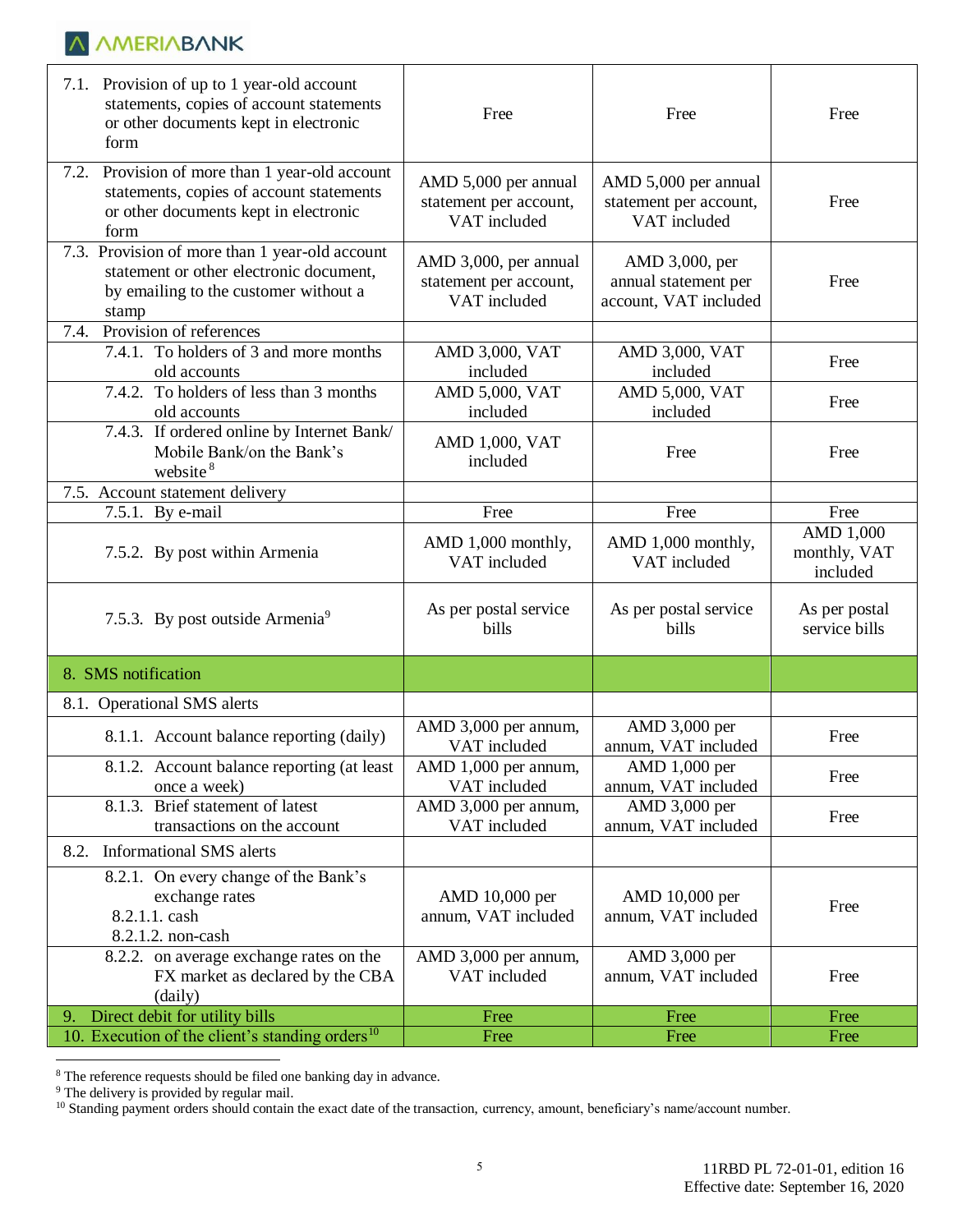| | | | |
|---|---|---|---|
| 7.1. Provision of up to 1 year-old account statements, copies of account statements or other documents kept in electronic form | Free | Free | Free |
| 7.2. Provision of more than 1 year-old account statements, copies of account statements or other documents kept in electronic form | AMD 5,000 per annual statement per account, VAT included | AMD 5,000 per annual statement per account, VAT included | Free |
| 7.3. Provision of more than 1 year-old account statement or other electronic document, by emailing to the customer without a stamp | AMD 3,000, per annual statement per account, VAT included | AMD 3,000, per annual statement per account, VAT included | Free |
| 7.4. Provision of references | | | |
| 7.4.1. To holders of 3 and more months old accounts | AMD 3,000, VAT included | AMD 3,000, VAT included | Free |
| 7.4.2. To holders of less than 3 months old accounts | AMD 5,000, VAT included | AMD 5,000, VAT included | Free |
| 7.4.3. If ordered online by Internet Bank/ Mobile Bank/on the Bank's website [8] | AMD 1,000, VAT included | Free | Free |
| 7.5. Account statement delivery | | | |
| 7.5.1. By e-mail | Free | Free | Free |
| 7.5.2. By post within Armenia | AMD 1,000 monthly, VAT included | AMD 1,000 monthly, VAT included | AMD 1,000 monthly, VAT included |
| 7.5.3. By post outside Armenia[9] | As per postal service bills | As per postal service bills | As per postal service bills |
| **8. SMS notification** | | | |
| 8.1. Operational SMS alerts | | | |
| 8.1.1. Account balance reporting (daily) | AMD 3,000 per annum, VAT included | AMD 3,000 per annum, VAT included | Free |
| 8.1.2. Account balance reporting (at least once a week) | AMD 1,000 per annum, VAT included | AMD 1,000 per annum, VAT included | Free |
| 8.1.3. Brief statement of latest transactions on the account | AMD 3,000 per annum, VAT included | AMD 3,000 per annum, VAT included | Free |
| 8.2. Informational SMS alerts | | | |
| 8.2.1. On every change of the Bank's exchange rates<br>8.2.1.1. cash<br>8.2.1.2. non-cash | AMD 10,000 per annum, VAT included | AMD 10,000 per annum, VAT included | Free |
| 8.2.2. on average exchange rates on the FX market as declared by the CBA (daily) | AMD 3,000 per annum, VAT included | AMD 3,000 per annum, VAT included | Free |
| **9. Direct debit for utility bills** | Free | Free | Free |
| **10. Execution of the client's standing orders[10]** | Free | Free | Free |

[8] The reference requests should be filed one banking day in advance.

[9] The delivery is provided by regular mail.

[10] Standing payment orders should contain the exact date of the transaction, currency, amount, beneficiary's name/account number.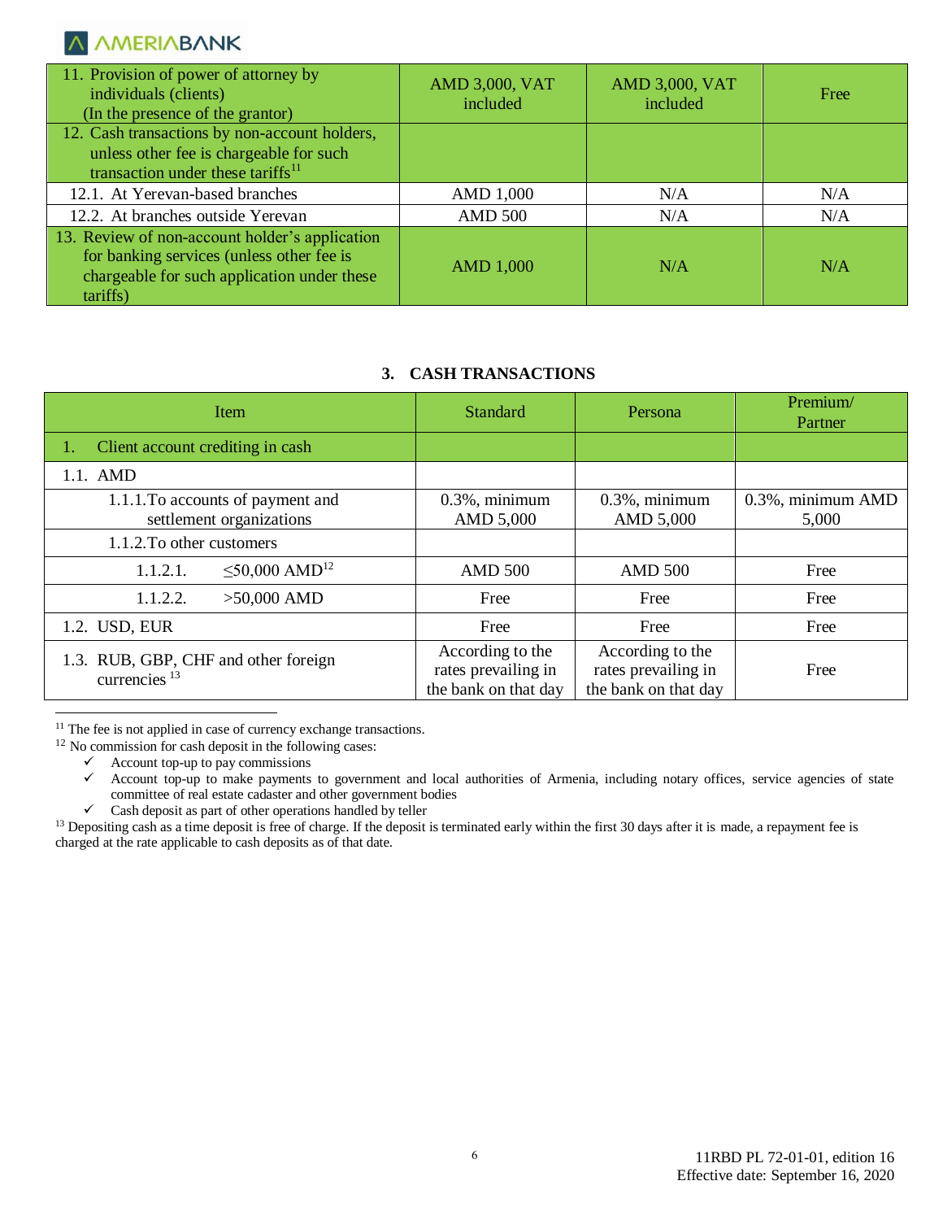| | | | |
|---|---|---|---|
| 11. Provision of power of attorney by individuals (clients) (In the presence of the grantor) | AMD 3,000, VAT included | AMD 3,000, VAT included | Free |
| 12. Cash transactions by non-account holders, unless other fee is chargeable for such transaction under these tariffs[11] | | | |
| 12.1. At Yerevan-based branches | AMD 1,000 | N/A | N/A |
| 12.2. At branches outside Yerevan | AMD 500 | N/A | N/A |
| 13. Review of non-account holder's application for banking services (unless other fee is chargeable for such application under these tariffs) | AMD 1,000 | N/A | N/A |

## 3. CASH TRANSACTIONS

| Item | Standard | Persona | Premium/ Partner |
|---|---|---|---|
| 1. Client account crediting in cash | | | |
| 1.1. AMD | | | |
| 1.1.1. To accounts of payment and settlement organizations | 0.3%, minimum AMD 5,000 | 0.3%, minimum AMD 5,000 | 0.3%, minimum AMD 5,000 |
| 1.1.2. To other customers | | | |
| 1.1.2.1. ≤50,000 AMD[12] | AMD 500 | AMD 500 | Free |
| 1.1.2.2. >50,000 AMD | Free | Free | Free |
| 1.2. USD, EUR | Free | Free | Free |
| 1.3. RUB, GBP, CHF and other foreign currencies [13] | According to the rates prevailing in the bank on that day | According to the rates prevailing in the bank on that day | Free |

[11] The fee is not applied in case of currency exchange transactions.

[12] No commission for cash deposit in the following cases:

- ✓ Account top-up to pay commissions
- ✓ Account top-up to make payments to government and local authorities of Armenia, including notary offices, service agencies of state committee of real estate cadaster and other government bodies
- ✓ Cash deposit as part of other operations handled by teller

[13] Depositing cash as a time deposit is free of charge. If the deposit is terminated early within the first 30 days after it is made, a repayment fee is charged at the rate applicable to cash deposits as of that date.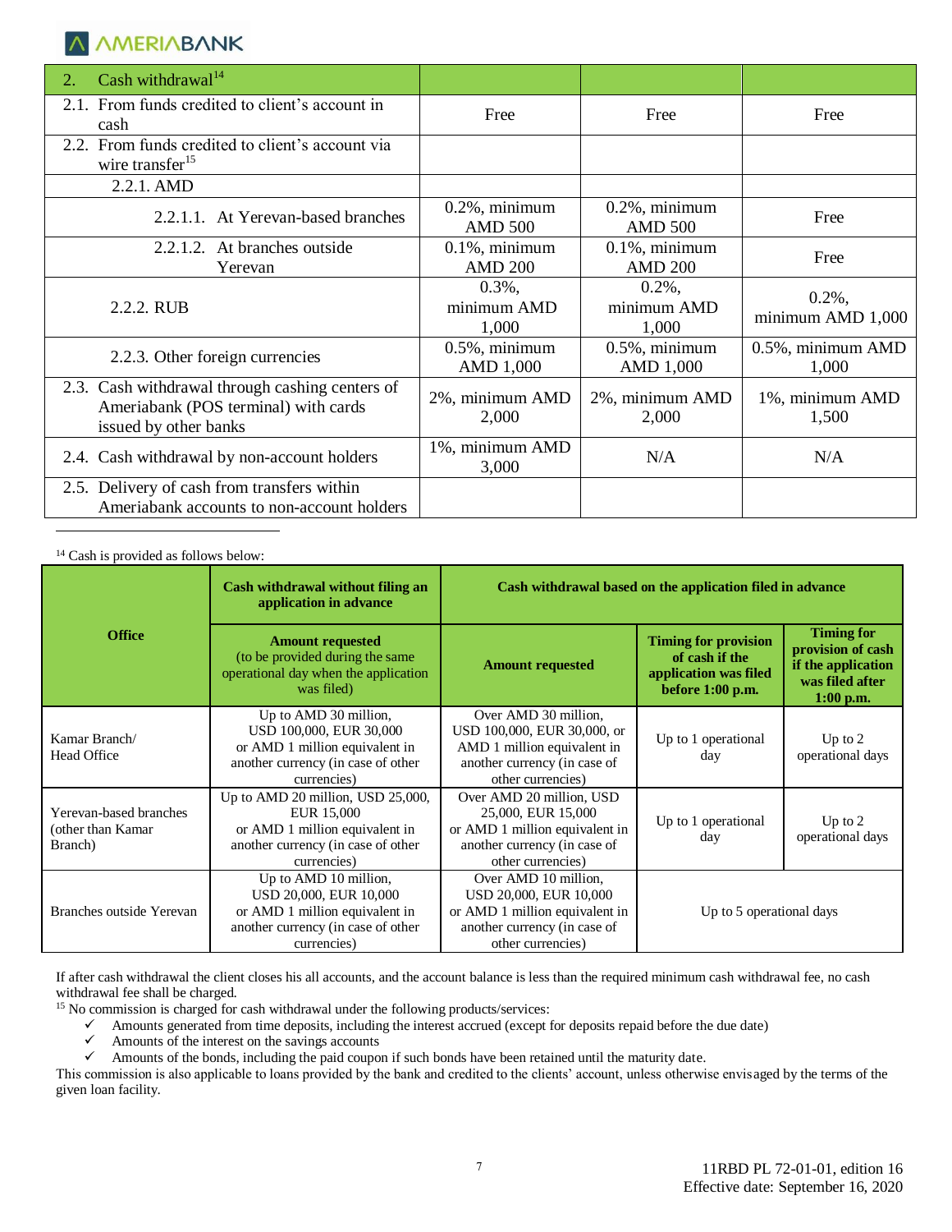| 2. Cash withdrawal[14] | | | |
|---|---|---|---|
| 2.1. From funds credited to client's account in cash | Free | Free | Free |
| 2.2. From funds credited to client's account via wire transfer[15] | | | |
| 2.2.1. AMD | | | |
| 2.2.1.1. At Yerevan-based branches | 0.2%, minimum AMD 500 | 0.2%, minimum AMD 500 | Free |
| 2.2.1.2. At branches outside Yerevan | 0.1%, minimum AMD 200 | 0.1%, minimum AMD 200 | Free |
| 2.2.2. RUB | 0.3%, minimum AMD 1,000 | 0.2%, minimum AMD 1,000 | 0.2%, minimum AMD 1,000 |
| 2.2.3. Other foreign currencies | 0.5%, minimum AMD 1,000 | 0.5%, minimum AMD 1,000 | 0.5%, minimum AMD 1,000 |
| 2.3. Cash withdrawal through cashing centers of Ameriabank (POS terminal) with cards issued by other banks | 2%, minimum AMD 2,000 | 2%, minimum AMD 2,000 | 1%, minimum AMD 1,500 |
| 2.4. Cash withdrawal by non-account holders | 1%, minimum AMD 3,000 | N/A | N/A |
| 2.5. Delivery of cash from transfers within Ameriabank accounts to non-account holders | | | |

[14] Cash is provided as follows below:

| Office | Cash withdrawal without filing an application in advance | Cash withdrawal based on the application filed in advance | | |
|---|---|---|---|---|
| | **Amount requested** (to be provided during the same operational day when the application was filed) | **Amount requested** | **Timing for provision of cash if the application was filed before 1:00 p.m.** | **Timing for provision of cash if the application was filed after 1:00 p.m.** |
| Kamar Branch/ Head Office | Up to AMD 30 million, USD 100,000, EUR 30,000 or AMD 1 million equivalent in another currency (in case of other currencies) | Over AMD 30 million, USD 100,000, EUR 30,000, or AMD 1 million equivalent in another currency (in case of other currencies) | Up to 1 operational day | Up to 2 operational days |
| Yerevan-based branches (other than Kamar Branch) | Up to AMD 20 million, USD 25,000, EUR 15,000 or AMD 1 million equivalent in another currency (in case of other currencies) | Over AMD 20 million, USD 25,000, EUR 15,000 or AMD 1 million equivalent in another currency (in case of other currencies) | Up to 1 operational day | Up to 2 operational days |
| Branches outside Yerevan | Up to AMD 10 million, USD 20,000, EUR 10,000 or AMD 1 million equivalent in another currency (in case of other currencies) | Over AMD 10 million, USD 20,000, EUR 10,000 or AMD 1 million equivalent in another currency (in case of other currencies) | Up to 5 operational days | |

If after cash withdrawal the client closes his all accounts, and the account balance is less than the required minimum cash withdrawal fee, no cash withdrawal fee shall be charged.

[15] No commission is charged for cash withdrawal under the following products/services:

- ✓ Amounts generated from time deposits, including the interest accrued (except for deposits repaid before the due date)
- ✓ Amounts of the interest on the savings accounts
- ✓ Amounts of the bonds, including the paid coupon if such bonds have been retained until the maturity date.

This commission is also applicable to loans provided by the bank and credited to the clients' account, unless otherwise envisaged by the terms of the given loan facility.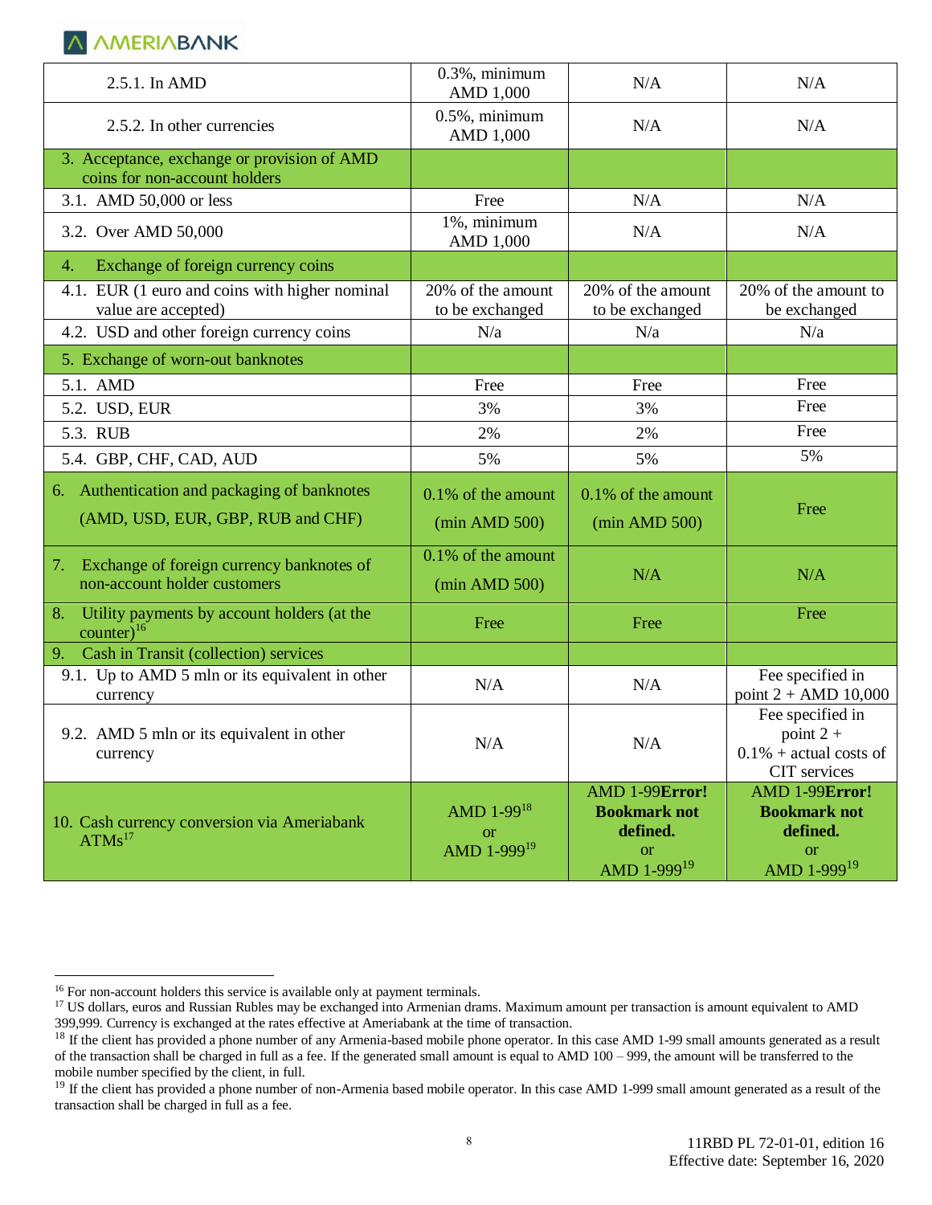| | | | |
|---|---|---|---|
| 2.5.1. In AMD | 0.3%, minimum AMD 1,000 | N/A | N/A |
| 2.5.2. In other currencies | 0.5%, minimum AMD 1,000 | N/A | N/A |
| 3. Acceptance, exchange or provision of AMD coins for non-account holders | | | |
| 3.1. AMD 50,000 or less | Free | N/A | N/A |
| 3.2. Over AMD 50,000 | 1%, minimum AMD 1,000 | N/A | N/A |
| 4. Exchange of foreign currency coins | | | |
| 4.1. EUR (1 euro and coins with higher nominal value are accepted) | 20% of the amount to be exchanged | 20% of the amount to be exchanged | 20% of the amount to be exchanged |
| 4.2. USD and other foreign currency coins | N/a | N/a | N/a |
| 5. Exchange of worn-out banknotes | | | |
| 5.1. AMD | Free | Free | Free |
| 5.2. USD, EUR | 3% | 3% | Free |
| 5.3. RUB | 2% | 2% | Free |
| 5.4. GBP, CHF, CAD, AUD | 5% | 5% | 5% |
| 6. Authentication and packaging of banknotes (AMD, USD, EUR, GBP, RUB and CHF) | 0.1% of the amount (min AMD 500) | 0.1% of the amount (min AMD 500) | Free |
| 7. Exchange of foreign currency banknotes of non-account holder customers | 0.1% of the amount (min AMD 500) | N/A | N/A |
| 8. Utility payments by account holders (at the counter)[16] | Free | Free | Free |
| 9. Cash in Transit (collection) services | | | |
| 9.1. Up to AMD 5 mln or its equivalent in other currency | N/A | N/A | Fee specified in point 2 + AMD 10,000 |
| 9.2. AMD 5 mln or its equivalent in other currency | N/A | N/A | Fee specified in point 2 + 0.1% + actual costs of CIT services |
| 10. Cash currency conversion via Ameriabank ATMs[17] | AMD 1-99[18] or AMD 1-999[19] | AMD 1-99**Error! Bookmark not defined.** or AMD 1-999[19] | AMD 1-99**Error! Bookmark not defined.** or AMD 1-999[19] |

[16] For non-account holders this service is available only at payment terminals.

[17] US dollars, euros and Russian Rubles may be exchanged into Armenian drams. Maximum amount per transaction is amount equivalent to AMD 399,999. Currency is exchanged at the rates effective at Ameriabank at the time of transaction.

[18] If the client has provided a phone number of any Armenia-based mobile phone operator. In this case AMD 1-99 small amounts generated as a result of the transaction shall be charged in full as a fee. If the generated small amount is equal to AMD 100 – 999, the amount will be transferred to the mobile number specified by the client, in full.

[19] If the client has provided a phone number of non-Armenia based mobile operator. In this case AMD 1-999 small amount generated as a result of the transaction shall be charged in full as a fee.

11RBD PL 72-01-01, edition 16
Effective date: September 16, 2020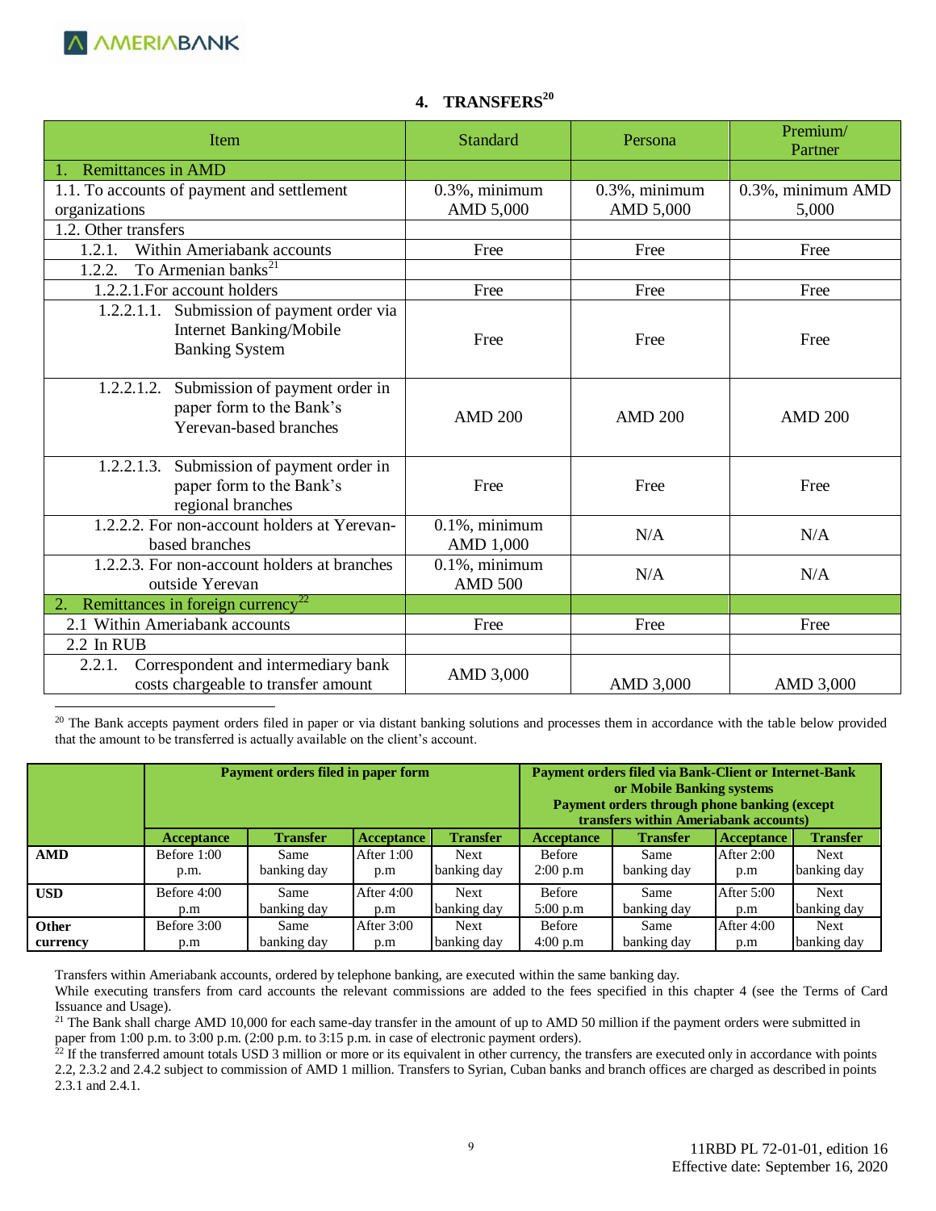## 4. TRANSFERS[20]

| Item | Standard | Persona | Premium/ Partner |
|---|---|---|---|
| 1. Remittances in AMD | | | |
| 1.1. To accounts of payment and settlement organizations | 0.3%, minimum AMD 5,000 | 0.3%, minimum AMD 5,000 | 0.3%, minimum AMD 5,000 |
| 1.2. Other transfers | | | |
| 1.2.1. Within Ameriabank accounts | Free | Free | Free |
| 1.2.2. To Armenian banks[21] | | | |
| 1.2.2.1. For account holders | Free | Free | Free |
| 1.2.2.1.1. Submission of payment order via Internet Banking/Mobile Banking System | Free | Free | Free |
| 1.2.2.1.2. Submission of payment order in paper form to the Bank's Yerevan-based branches | AMD 200 | AMD 200 | AMD 200 |
| 1.2.2.1.3. Submission of payment order in paper form to the Bank's regional branches | Free | Free | Free |
| 1.2.2.2. For non-account holders at Yerevan-based branches | 0.1%, minimum AMD 1,000 | N/A | N/A |
| 1.2.2.3. For non-account holders at branches outside Yerevan | 0.1%, minimum AMD 500 | N/A | N/A |
| 2. Remittances in foreign currency[22] | | | |
| 2.1 Within Ameriabank accounts | Free | Free | Free |
| 2.2 In RUB | | | |
| 2.2.1. Correspondent and intermediary bank costs chargeable to transfer amount | AMD 3,000 | AMD 3,000 | AMD 3,000 |

[20] The Bank accepts payment orders filed in paper or via distant banking solutions and processes them in accordance with the table below provided that the amount to be transferred is actually available on the client's account.

| | Payment orders filed in paper form | | | | Payment orders filed via Bank-Client or Internet-Bank or Mobile Banking systems Payment orders through phone banking (except transfers within Ameriabank accounts) | | | |
|---|---|---|---|---|---|---|---|---|
| | Acceptance | Transfer | Acceptance | Transfer | Acceptance | Transfer | Acceptance | Transfer |
| **AMD** | Before 1:00 p.m. | Same banking day | After 1:00 p.m | Next banking day | Before 2:00 p.m | Same banking day | After 2:00 p.m | Next banking day |
| **USD** | Before 4:00 p.m | Same banking day | After 4:00 p.m | Next banking day | Before 5:00 p.m | Same banking day | After 5:00 p.m | Next banking day |
| **Other currency** | Before 3:00 p.m | Same banking day | After 3:00 p.m | Next banking day | Before 4:00 p.m | Same banking day | After 4:00 p.m | Next banking day |

Transfers within Ameriabank accounts, ordered by telephone banking, are executed within the same banking day.

While executing transfers from card accounts the relevant commissions are added to the fees specified in this chapter 4 (see the Terms of Card Issuance and Usage).

[21] The Bank shall charge AMD 10,000 for each same-day transfer in the amount of up to AMD 50 million if the payment orders were submitted in paper from 1:00 p.m. to 3:00 p.m. (2:00 p.m. to 3:15 p.m. in case of electronic payment orders).

[22] If the transferred amount totals USD 3 million or more or its equivalent in other currency, the transfers are executed only in accordance with points 2.2, 2.3.2 and 2.4.2 subject to commission of AMD 1 million. Transfers to Syrian, Cuban banks and branch offices are charged as described in points 2.3.1 and 2.4.1.

11RBD PL 72-01-01, edition 16
Effective date: September 16, 2020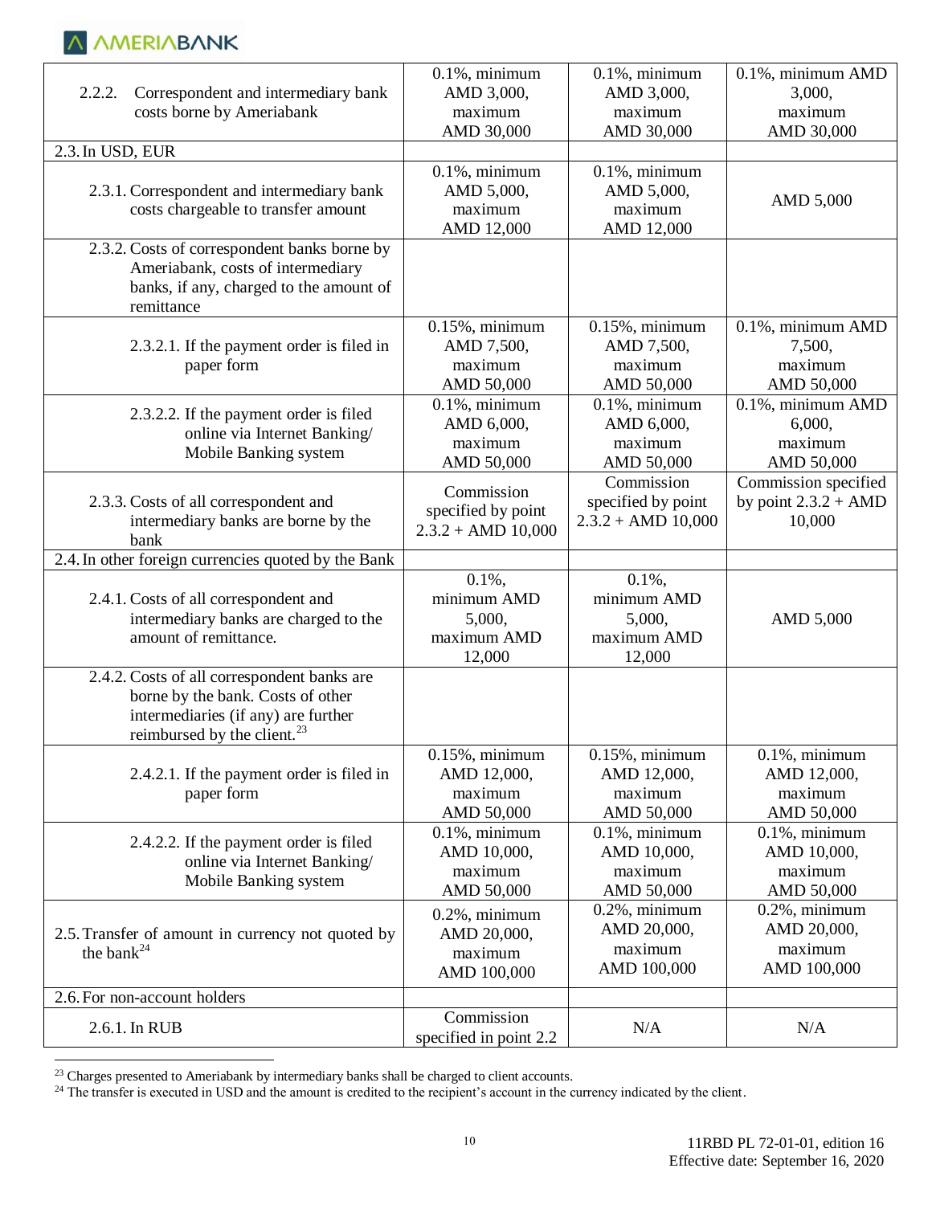| | | | |
|---|---|---|---|
| 2.2.2. Correspondent and intermediary bank costs borne by Ameriabank | 0.1%, minimum AMD 3,000, maximum AMD 30,000 | 0.1%, minimum AMD 3,000, maximum AMD 30,000 | 0.1%, minimum AMD 3,000, maximum AMD 30,000 |
| 2.3. In USD, EUR | | | |
| 2.3.1. Correspondent and intermediary bank costs chargeable to transfer amount | 0.1%, minimum AMD 5,000, maximum AMD 12,000 | 0.1%, minimum AMD 5,000, maximum AMD 12,000 | AMD 5,000 |
| 2.3.2. Costs of correspondent banks borne by Ameriabank, costs of intermediary banks, if any, charged to the amount of remittance | | | |
| 2.3.2.1. If the payment order is filed in paper form | 0.15%, minimum AMD 7,500, maximum AMD 50,000 | 0.15%, minimum AMD 7,500, maximum AMD 50,000 | 0.1%, minimum AMD 7,500, maximum AMD 50,000 |
| 2.3.2.2. If the payment order is filed online via Internet Banking/ Mobile Banking system | 0.1%, minimum AMD 6,000, maximum AMD 50,000 | 0.1%, minimum AMD 6,000, maximum AMD 50,000 | 0.1%, minimum AMD 6,000, maximum AMD 50,000 |
| 2.3.3. Costs of all correspondent and intermediary banks are borne by the bank | Commission specified by point 2.3.2 + AMD 10,000 | Commission specified by point 2.3.2 + AMD 10,000 | Commission specified by point 2.3.2 + AMD 10,000 |
| 2.4. In other foreign currencies quoted by the Bank | | | |
| 2.4.1. Costs of all correspondent and intermediary banks are charged to the amount of remittance. | 0.1%, minimum AMD 5,000, maximum AMD 12,000 | 0.1%, minimum AMD 5,000, maximum AMD 12,000 | AMD 5,000 |
| 2.4.2. Costs of all correspondent banks are borne by the bank. Costs of other intermediaries (if any) are further reimbursed by the client.[23] | | | |
| 2.4.2.1. If the payment order is filed in paper form | 0.15%, minimum AMD 12,000, maximum AMD 50,000 | 0.15%, minimum AMD 12,000, maximum AMD 50,000 | 0.1%, minimum AMD 12,000, maximum AMD 50,000 |
| 2.4.2.2. If the payment order is filed online via Internet Banking/ Mobile Banking system | 0.1%, minimum AMD 10,000, maximum AMD 50,000 | 0.1%, minimum AMD 10,000, maximum AMD 50,000 | 0.1%, minimum AMD 10,000, maximum AMD 50,000 |
| 2.5. Transfer of amount in currency not quoted by the bank[24] | 0.2%, minimum AMD 20,000, maximum AMD 100,000 | 0.2%, minimum AMD 20,000, maximum AMD 100,000 | 0.2%, minimum AMD 20,000, maximum AMD 100,000 |
| 2.6. For non-account holders | | | |
| 2.6.1. In RUB | Commission specified in point 2.2 | N/A | N/A |

[23] Charges presented to Ameriabank by intermediary banks shall be charged to client accounts.

[24] The transfer is executed in USD and the amount is credited to the recipient's account in the currency indicated by the client.

11RBD PL 72-01-01, edition 16
Effective date: September 16, 2020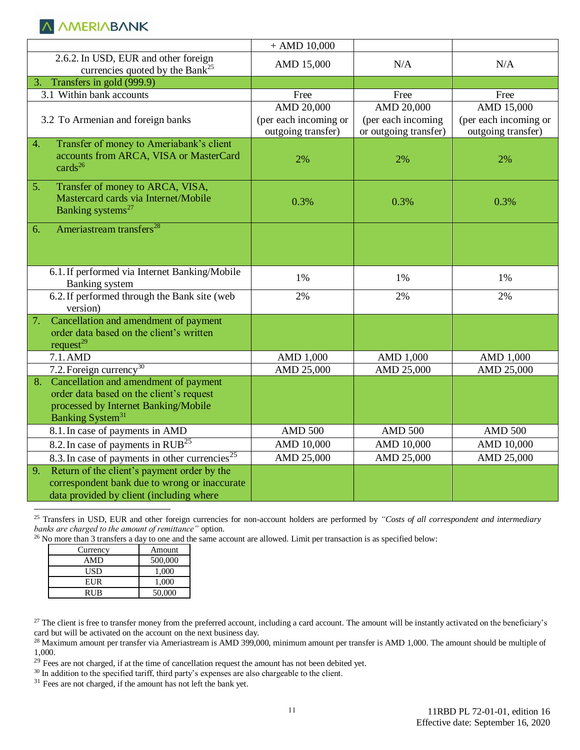| | | | |
|---|---|---|---|
| | + AMD 10,000 | | |
| 2.6.2. In USD, EUR and other foreign currencies quoted by the Bank[25] | AMD 15,000 | N/A | N/A |
| 3. Transfers in gold (999.9) | | | |
| 3.1 Within bank accounts | Free | Free | Free |
| 3.2 To Armenian and foreign banks | AMD 20,000 (per each incoming or outgoing transfer) | AMD 20,000 (per each incoming or outgoing transfer) | AMD 15,000 (per each incoming or outgoing transfer) |
| 4. Transfer of money to Ameriabank's client accounts from ARCA, VISA or MasterCard cards[26] | 2% | 2% | 2% |
| 5. Transfer of money to ARCA, VISA, Mastercard cards via Internet/Mobile Banking systems[27] | 0.3% | 0.3% | 0.3% |
| 6. Ameriastream transfers[28] | | | |
| 6.1. If performed via Internet Banking/Mobile Banking system | 1% | 1% | 1% |
| 6.2. If performed through the Bank site (web version) | 2% | 2% | 2% |
| 7. Cancellation and amendment of payment order data based on the client's written request[29] | | | |
| 7.1. AMD | AMD 1,000 | AMD 1,000 | AMD 1,000 |
| 7.2. Foreign currency[30] | AMD 25,000 | AMD 25,000 | AMD 25,000 |
| 8. Cancellation and amendment of payment order data based on the client's request processed by Internet Banking/Mobile Banking System[31] | | | |
| 8.1. In case of payments in AMD | AMD 500 | AMD 500 | AMD 500 |
| 8.2. In case of payments in RUB[25] | AMD 10,000 | AMD 10,000 | AMD 10,000 |
| 8.3. In case of payments in other currencies[25] | AMD 25,000 | AMD 25,000 | AMD 25,000 |
| 9. Return of the client's payment order by the correspondent bank due to wrong or inaccurate data provided by client (including where | | | |

[25] Transfers in USD, EUR and other foreign currencies for non-account holders are performed by *"Costs of all correspondent and intermediary banks are charged to the amount of remittance"* option.

[26] No more than 3 transfers a day to one and the same account are allowed. Limit per transaction is as specified below:

| Currency | Amount |
|---|---|
| AMD | 500,000 |
| USD | 1,000 |
| EUR | 1,000 |
| RUB | 50,000 |

[27] The client is free to transfer money from the preferred account, including a card account. The amount will be instantly activated on the beneficiary's card but will be activated on the account on the next business day.

[28] Maximum amount per transfer via Ameriastream is AMD 399,000, minimum amount per transfer is AMD 1,000. The amount should be multiple of 1,000.

[29] Fees are not charged, if at the time of cancellation request the amount has not been debited yet.

[30] In addition to the specified tariff, third party's expenses are also chargeable to the client.

[31] Fees are not charged, if the amount has not left the bank yet.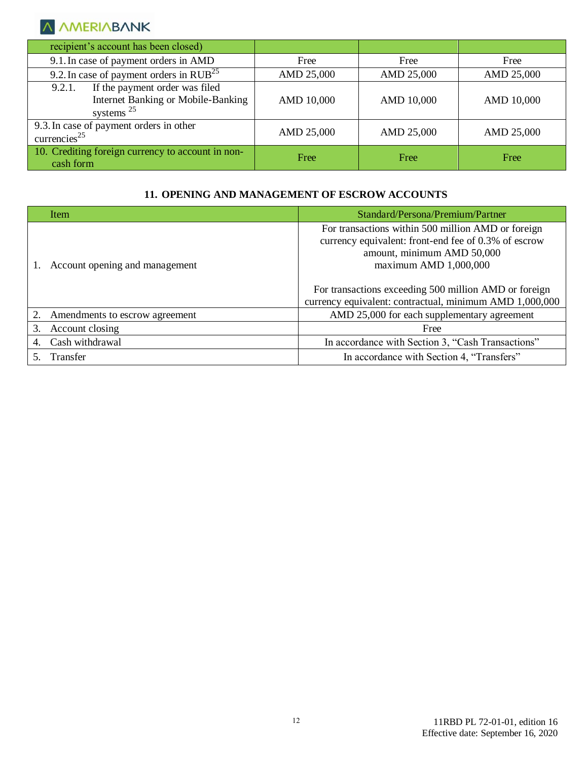| | | | |
|---|---|---|---|
| recipient's account has been closed) | | | |
| 9.1. In case of payment orders in AMD | Free | Free | Free |
| 9.2. In case of payment orders in RUB[25] | AMD 25,000 | AMD 25,000 | AMD 25,000 |
| 9.2.1. If the payment order was filed Internet Banking or Mobile-Banking systems [25] | AMD 10,000 | AMD 10,000 | AMD 10,000 |
| 9.3. In case of payment orders in other currencies[25] | AMD 25,000 | AMD 25,000 | AMD 25,000 |
| 10. Crediting foreign currency to account in non-cash form | Free | Free | Free |

## 11. OPENING AND MANAGEMENT OF ESCROW ACCOUNTS

| Item | Standard/Persona/Premium/Partner |
|---|---|
| 1. Account opening and management | For transactions within 500 million AMD or foreign currency equivalent: front-end fee of 0.3% of escrow amount, minimum AMD 50,000 maximum AMD 1,000,000<br><br>For transactions exceeding 500 million AMD or foreign currency equivalent: contractual, minimum AMD 1,000,000 |
| 2. Amendments to escrow agreement | AMD 25,000 for each supplementary agreement |
| 3. Account closing | Free |
| 4. Cash withdrawal | In accordance with Section 3, "Cash Transactions" |
| 5. Transfer | In accordance with Section 4, "Transfers" |

11RBD PL 72-01-01, edition 16
Effective date: September 16, 2020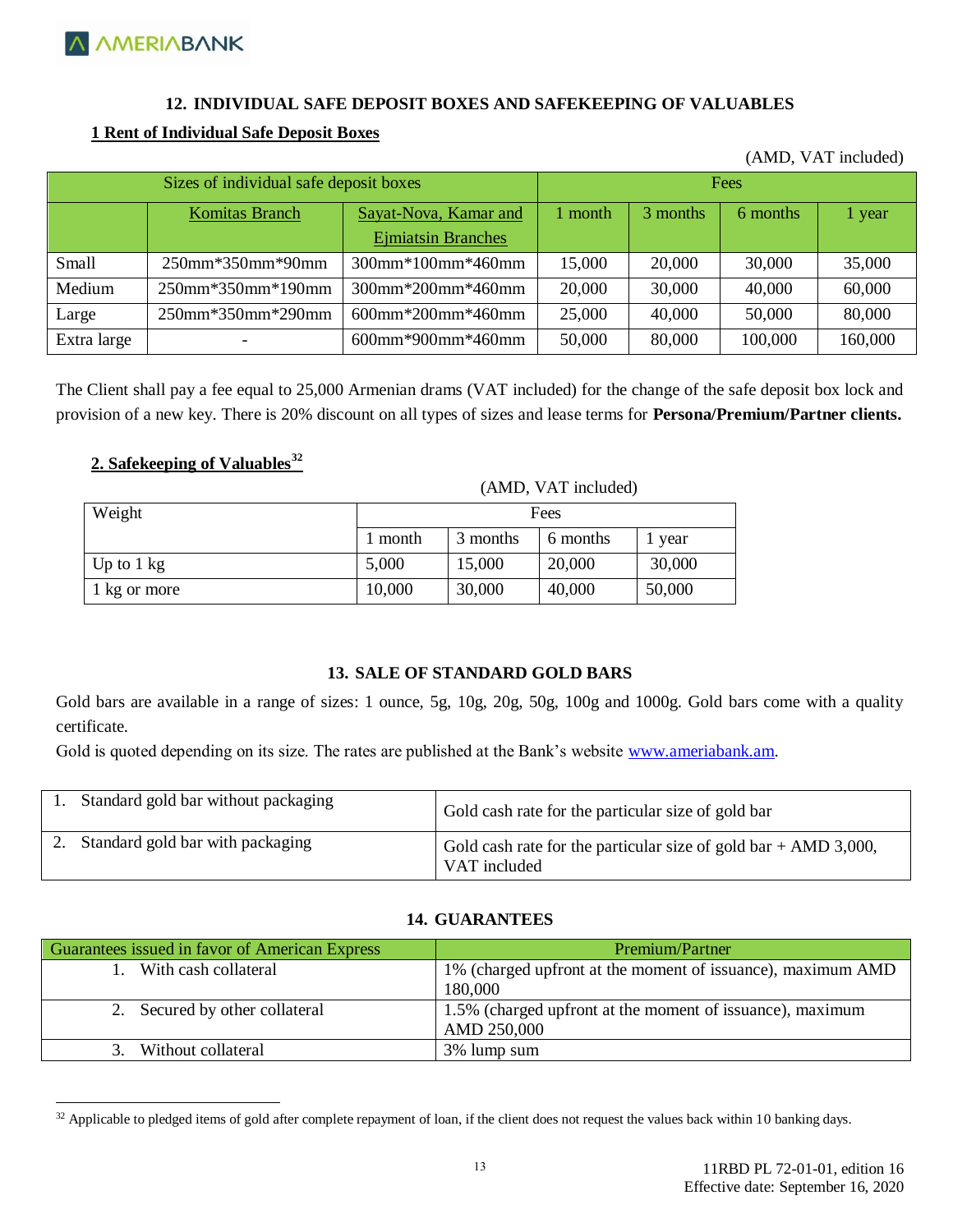## 12. INDIVIDUAL SAFE DEPOSIT BOXES AND SAFEKEEPING OF VALUABLES

### 1 Rent of Individual Safe Deposit Boxes

(AMD, VAT included)

| Sizes of individual safe deposit boxes | | | Fees | | | |
|---|---|---|---|---|---|---|
| | Komitas Branch | Sayat-Nova, Kamar and Ejmiatsin Branches | 1 month | 3 months | 6 months | 1 year |
| Small | 250mm*350mm*90mm | 300mm*100mm*460mm | 15,000 | 20,000 | 30,000 | 35,000 |
| Medium | 250mm*350mm*190mm | 300mm*200mm*460mm | 20,000 | 30,000 | 40,000 | 60,000 |
| Large | 250mm*350mm*290mm | 600mm*200mm*460mm | 25,000 | 40,000 | 50,000 | 80,000 |
| Extra large | - | 600mm*900mm*460mm | 50,000 | 80,000 | 100,000 | 160,000 |

The Client shall pay a fee equal to 25,000 Armenian drams (VAT included) for the change of the safe deposit box lock and provision of a new key. There is 20% discount on all types of sizes and lease terms for **Persona/Premium/Partner clients.**

### 2. Safekeeping of Valuables[32]

(AMD, VAT included)

| Weight | Fees | | | |
|---|---|---|---|---|
| | 1 month | 3 months | 6 months | 1 year |
| Up to 1 kg | 5,000 | 15,000 | 20,000 | 30,000 |
| 1 kg or more | 10,000 | 30,000 | 40,000 | 50,000 |

## 13. SALE OF STANDARD GOLD BARS

Gold bars are available in a range of sizes: 1 ounce, 5g, 10g, 20g, 50g, 100g and 1000g. Gold bars come with a quality certificate.

Gold is quoted depending on its size. The rates are published at the Bank's website www.ameriabank.am.

| | |
|---|---|
| 1. Standard gold bar without packaging | Gold cash rate for the particular size of gold bar |
| 2. Standard gold bar with packaging | Gold cash rate for the particular size of gold bar + AMD 3,000, VAT included |

## 14. GUARANTEES

| Guarantees issued in favor of American Express | Premium/Partner |
|---|---|
| 1. With cash collateral | 1% (charged upfront at the moment of issuance), maximum AMD 180,000 |
| 2. Secured by other collateral | 1.5% (charged upfront at the moment of issuance), maximum AMD 250,000 |
| 3. Without collateral | 3% lump sum |

[32] Applicable to pledged items of gold after complete repayment of loan, if the client does not request the values back within 10 banking days.

11RBD PL 72-01-01, edition 16
Effective date: September 16, 2020